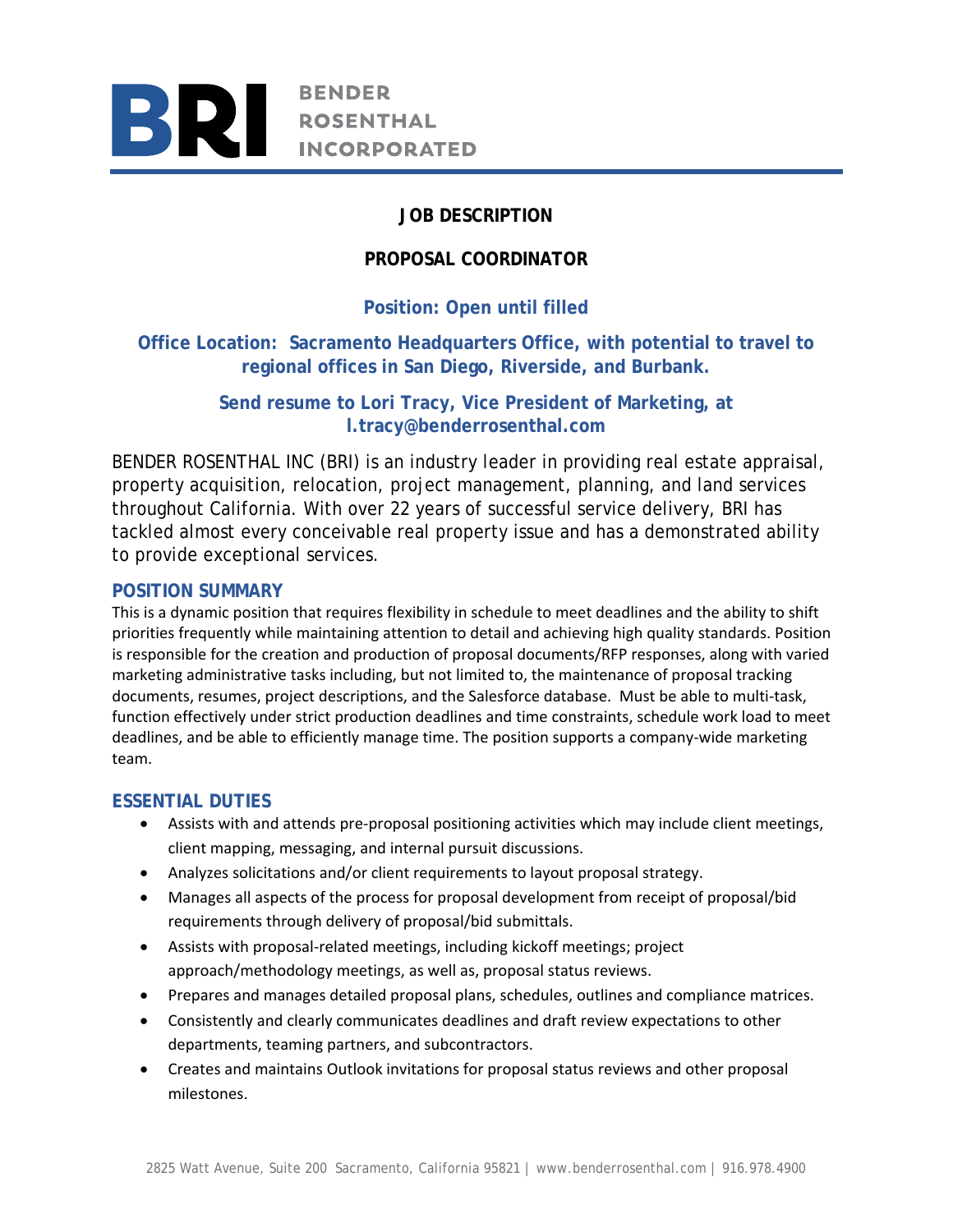# BRI BENDER ROSENTHAL INCORPORATED

## JOB DESCRIPTION

## PROPOSAL COORDINATOR

**Position: Open until filled**

**Office Location: Sacramento Headquarters Office, with potential to travel to regional offices in San Diego, Riverside, and Burbank.**

**Send resume to Lori Tracy, Vice President of Marketing, at l.tracy@benderrosenthal.com**

BENDER ROSENTHAL INC (BRI) is an industry leader in providing real estate appraisal, property acquisition, relocation, project management, planning, and land services throughout California. With over 22 years of successful service delivery, BRI has tackled almost every conceivable real property issue and has a demonstrated ability to provide exceptional services.

### POSITION SUMMARY

This is a dynamic position that requires flexibility in schedule to meet deadlines and the ability to shift priorities frequently while maintaining attention to detail and achieving high quality standards. Position is responsible for the creation and production of proposal documents/RFP responses, along with varied marketing administrative tasks including, but not limited to, the maintenance of proposal tracking documents, resumes, project descriptions, and the Salesforce database. Must be able to multi-task, function effectively under strict production deadlines and time constraints, schedule work load to meet deadlines, and be able to efficiently manage time. The position supports a company-wide marketing team.

### ESSENTIAL DUTIES

- Assists with and attends pre-proposal positioning activities which may include client meetings, client mapping, messaging, and internal pursuit discussions.
- Analyzes solicitations and/or client requirements to layout proposal strategy.
- Manages all aspects of the process for proposal development from receipt of proposal/bid requirements through delivery of proposal/bid submittals.
- Assists with proposal-related meetings, including kickoff meetings; project approach/methodology meetings, as well as, proposal status reviews.
- Prepares and manages detailed proposal plans, schedules, outlines and compliance matrices.
- Consistently and clearly communicates deadlines and draft review expectations to other departments, teaming partners, and subcontractors.
- Creates and maintains Outlook invitations for proposal status reviews and other proposal milestones.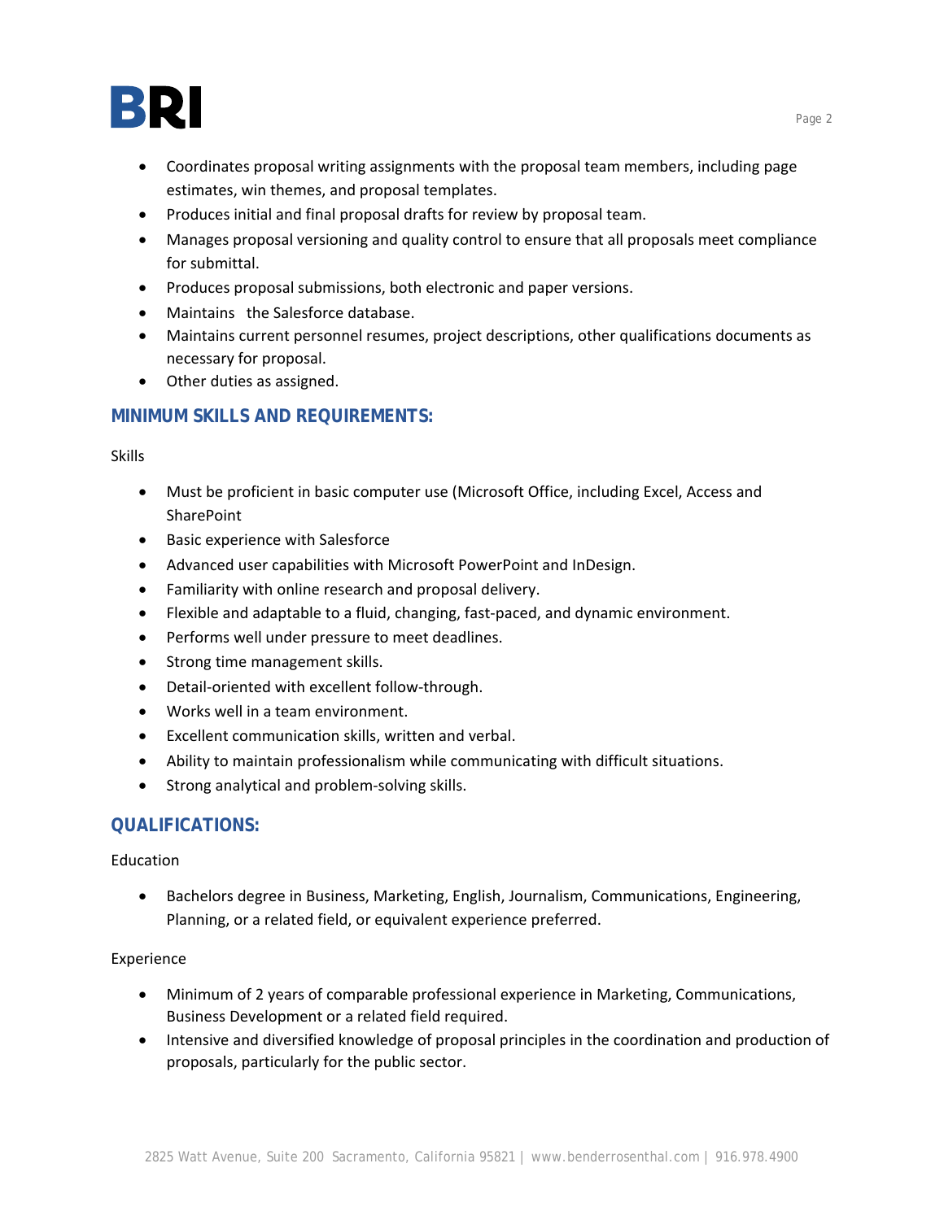- Coordinates proposal writing assignments with the proposal team members, including page estimates, win themes, and proposal templates.
- Produces initial and final proposal drafts for review by proposal team.
- Manages proposal versioning and quality control to ensure that all proposals meet compliance for submittal.
- Produces proposal submissions, both electronic and paper versions.
- Maintains the Salesforce database.
- Maintains current personnel resumes, project descriptions, other qualifications documents as necessary for proposal.
- Other duties as assigned.

## MINIMUM SKILLS AND REQUIREMENTS:

Skills

- Must be proficient in basic computer use (Microsoft Office, including Excel, Access and SharePoint
- Basic experience with Salesforce
- Advanced user capabilities with Microsoft PowerPoint and InDesign.
- Familiarity with online research and proposal delivery.
- Flexible and adaptable to a fluid, changing, fast-paced, and dynamic environment.
- Performs well under pressure to meet deadlines.
- Strong time management skills.
- Detail-oriented with excellent follow-through.
- Works well in a team environment.
- Excellent communication skills, written and verbal.
- Ability to maintain professionalism while communicating with difficult situations.
- Strong analytical and problem-solving skills.

## QUALIFICATIONS:

Education

- Bachelors degree in Business, Marketing, English, Journalism, Communications, Engineering, Planning, or a related field, or equivalent experience preferred.

Experience

- Minimum of 2 years of comparable professional experience in Marketing, Communications, Business Development or a related field required.
- Intensive and diversified knowledge of proposal principles in the coordination and production of proposals, particularly for the public sector.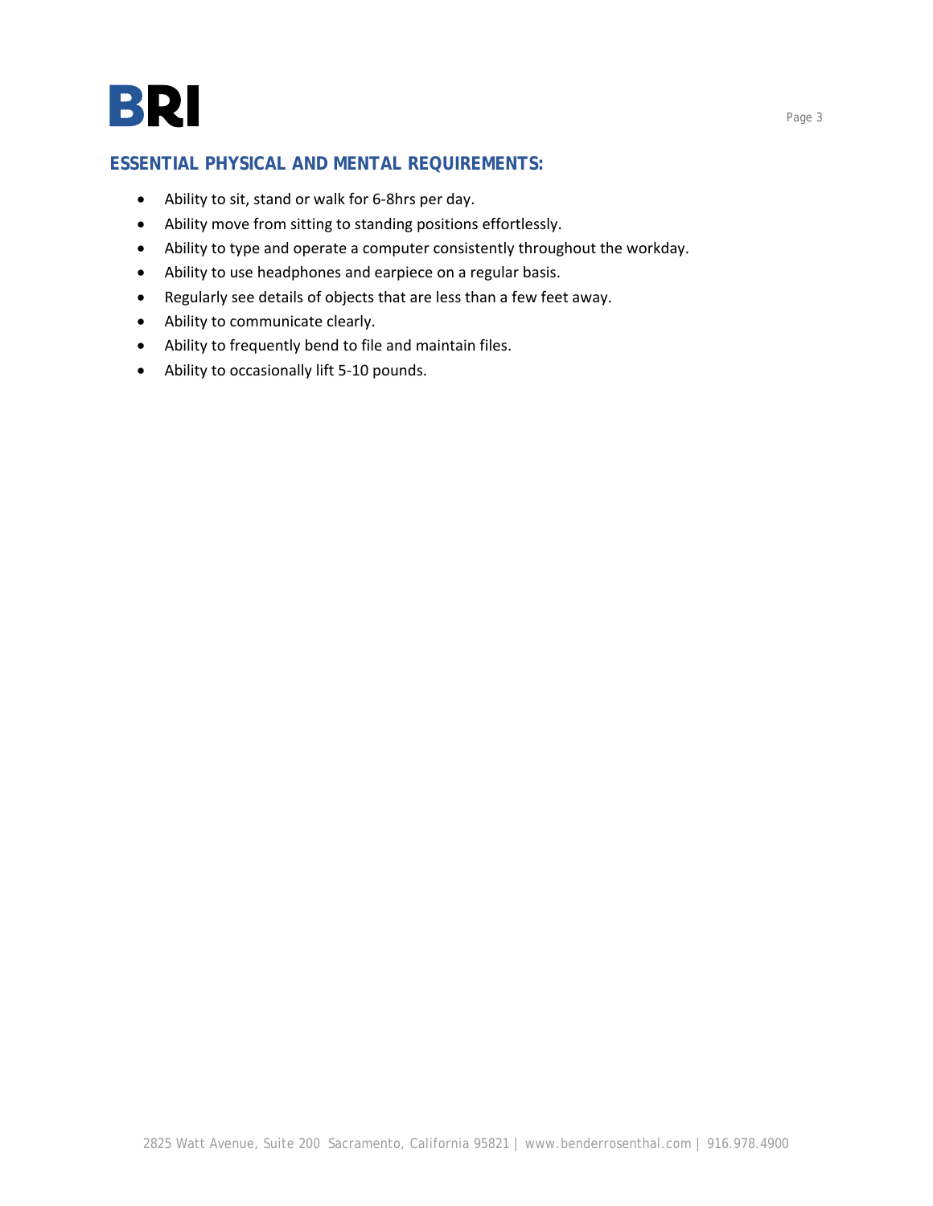## ESSENTIAL PHYSICAL AND MENTAL REQUIREMENTS:

- Ability to sit, stand or walk for 6-8hrs per day.
- Ability move from sitting to standing positions effortlessly.
- Ability to type and operate a computer consistently throughout the workday.
- Ability to use headphones and earpiece on a regular basis.
- Regularly see details of objects that are less than a few feet away.
- Ability to communicate clearly.
- Ability to frequently bend to file and maintain files.
- Ability to occasionally lift 5-10 pounds.